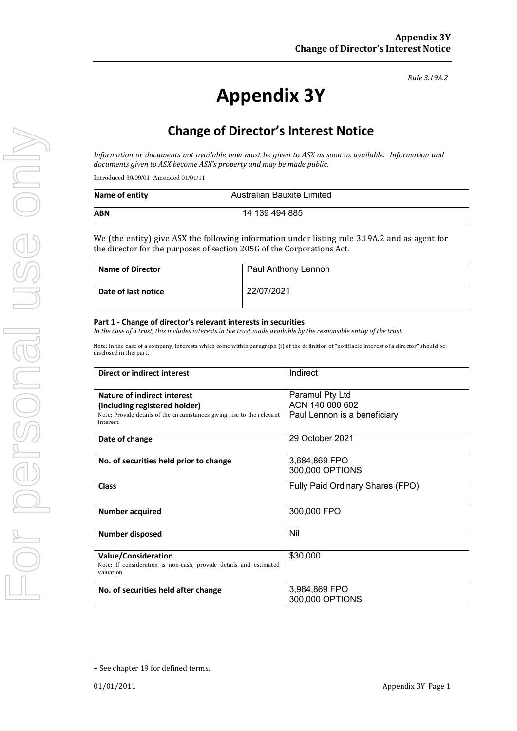*Rule 3.19A.2*

# Appendix 3Y

## Change of Director's Interest Notice

*Information or documents not available now must be given to ASX as soon as available. Information and documents given to ASX become ASX's property and may be made public.*

Introduced 30/09/01 Amended 01/01/11

| **Name of entity** | Australian Bauxite Limited |
|---|---|
| **ABN** | 14 139 494 885 |

We (the entity) give ASX the following information under listing rule 3.19A.2 and as agent for the director for the purposes of section 205G of the Corporations Act.

| **Name of Director** | Paul Anthony Lennon |
|---|---|
| **Date of last notice** | 22/07/2021 |

**Part 1 - Change of director's relevant interests in securities**

*In the case of a trust, this includes interests in the trust made available by the responsible entity of the trust*

Note: In the case of a company, interests which come within paragraph (i) of the definition of "notifiable interest of a director" should be disclosed in this part.

| **Direct or indirect interest** | Indirect |
|---|---|
| **Nature of indirect interest (including registered holder)**<br>Note: Provide details of the circumstances giving rise to the relevant interest. | Paramul Pty Ltd<br>ACN 140 000 602<br>Paul Lennon is a beneficiary |
| **Date of change** | 29 October 2021 |
| **No. of securities held prior to change** | 3,684,869 FPO<br>300,000 OPTIONS |
| **Class** | Fully Paid Ordinary Shares (FPO) |
| **Number acquired** | 300,000 FPO |
| **Number disposed** | Nil |
| **Value/Consideration**<br>Note: If consideration is non-cash, provide details and estimated valuation | $30,000 |
| **No. of securities held after change** | 3,984,869 FPO<br>300,000 OPTIONS |

+ See chapter 19 for defined terms.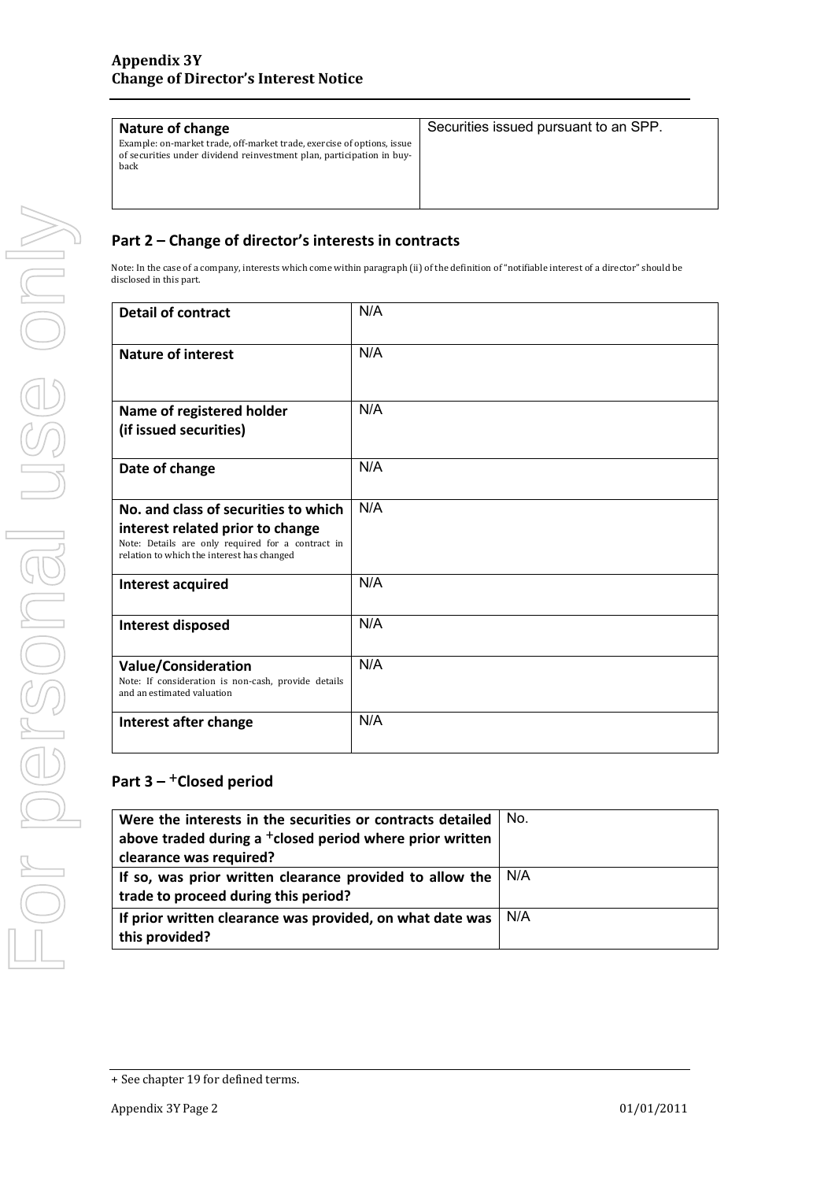| | |
|---|---|
| **Nature of change**<br>Example: on-market trade, off-market trade, exercise of options, issue of securities under dividend reinvestment plan, participation in buy-back | Securities issued pursuant to an SPP. |

## Part 2 – Change of director's interests in contracts

Note: In the case of a company, interests which come within paragraph (ii) of the definition of "notifiable interest of a director" should be disclosed in this part.

| | |
|---|---|
| **Detail of contract** | N/A |
| **Nature of interest** | N/A |
| **Name of registered holder (if issued securities)** | N/A |
| **Date of change** | N/A |
| **No. and class of securities to which interest related prior to change**<br>Note: Details are only required for a contract in relation to which the interest has changed | N/A |
| **Interest acquired** | N/A |
| **Interest disposed** | N/A |
| **Value/Consideration**<br>Note: If consideration is non-cash, provide details and an estimated valuation | N/A |
| **Interest after change** | N/A |

## Part 3 – +Closed period

| | |
|---|---|
| **Were the interests in the securities or contracts detailed above traded during a +closed period where prior written clearance was required?** | No. |
| **If so, was prior written clearance provided to allow the trade to proceed during this period?** | N/A |
| **If prior written clearance was provided, on what date was this provided?** | N/A |

+ See chapter 19 for defined terms.